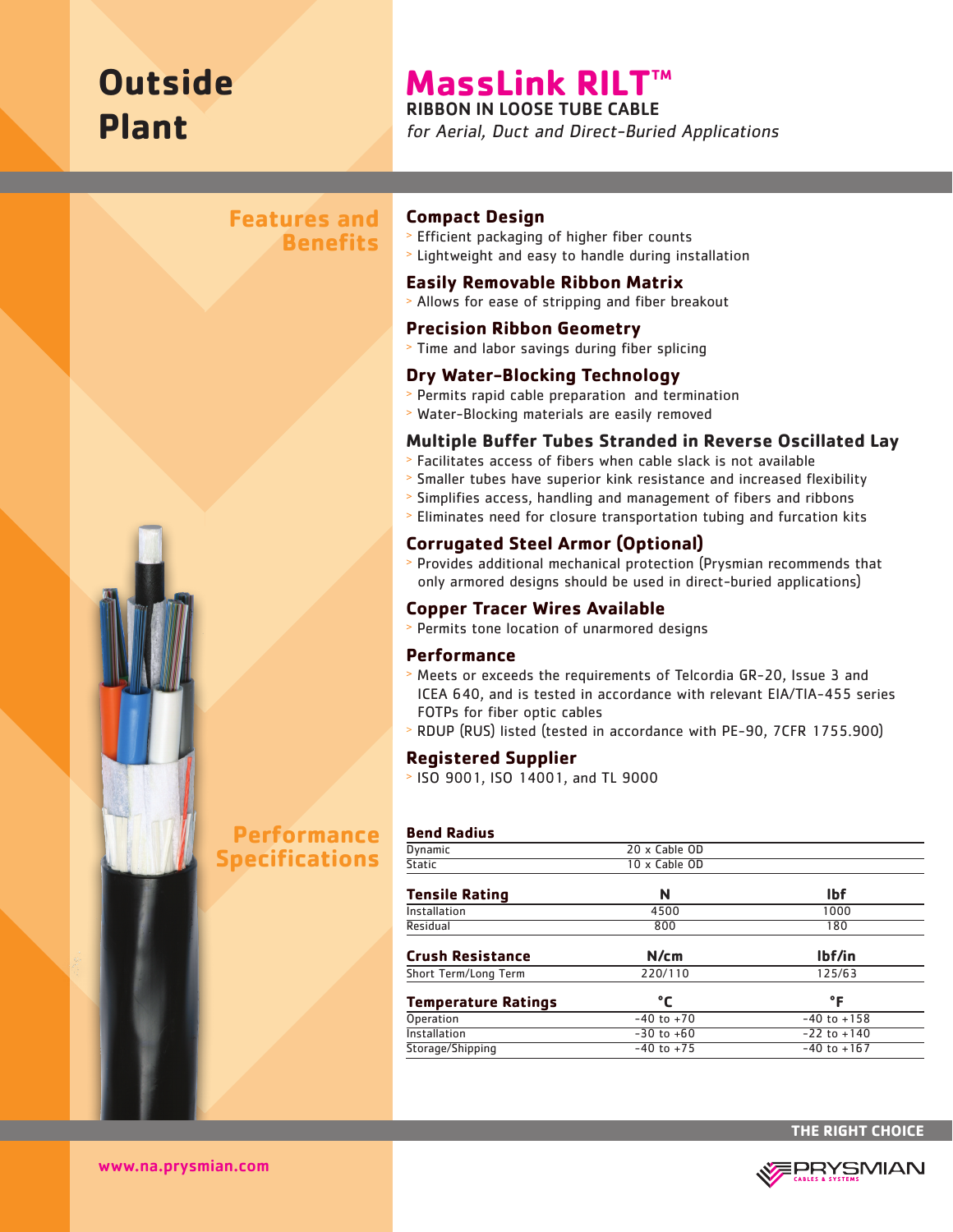# Outside Plant

# MassLink RILT™

## RIBBON IN LOOSE TUBE CABLE

*for Aerial, Duct and Direct-Buried Applications*

## Features and Benefits

### Compact Design

- Efficient packaging of higher fiber counts
- Lightweight and easy to handle during installation

### Easily Removable Ribbon Matrix

- Allows for ease of stripping and fiber breakout

### Precision Ribbon Geometry

- Time and labor savings during fiber splicing

### Dry Water-Blocking Technology

- Permits rapid cable preparation and termination
- Water-Blocking materials are easily removed

### Multiple Buffer Tubes Stranded in Reverse Oscillated Lay

- Facilitates access of fibers when cable slack is not available
- Smaller tubes have superior kink resistance and increased flexibility
- Simplifies access, handling and management of fibers and ribbons
- Eliminates need for closure transportation tubing and furcation kits

### Corrugated Steel Armor (Optional)

- Provides additional mechanical protection (Prysmian recommends that only armored designs should be used in direct-buried applications)

### Copper Tracer Wires Available

- Permits tone location of unarmored designs

### Performance

- Meets or exceeds the requirements of Telcordia GR-20, Issue 3 and ICEA 640, and is tested in accordance with relevant EIA/TIA-455 series FOTPs for fiber optic cables
- RDUP (RUS) listed (tested in accordance with PE-90, 7CFR 1755.900)

### Registered Supplier

- ISO 9001, ISO 14001, and TL 9000

## Performance Specifications

| Bend Radius | |
|---|---|
| Dynamic | 20 x Cable OD |
| Static | 10 x Cable OD |

| Tensile Rating | N | lbf |
|---|---|---|
| Installation | 4500 | 1000 |
| Residual | 800 | 180 |

| Crush Resistance | N/cm | lbf/in |
|---|---|---|
| Short Term/Long Term | 220/110 | 125/63 |

| Temperature Ratings | °C | °F |
|---|---|---|
| Operation | -40 to +70 | -40 to +158 |
| Installation | -30 to +60 | -22 to +140 |
| Storage/Shipping | -40 to +75 | -40 to +167 |

THE RIGHT CHOICE

www.na.prysmian.com

PRYSMIAN CABLES & SYSTEMS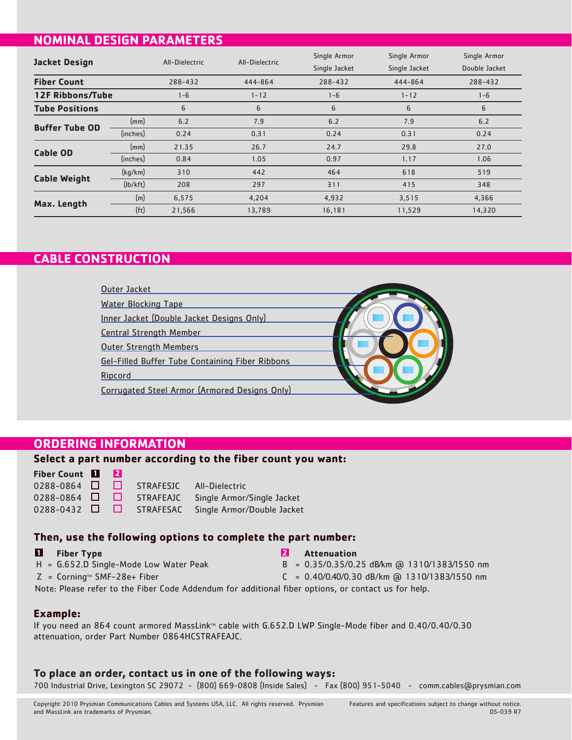## NOMINAL DESIGN PARAMETERS

| Jacket Design | | All-Dielectric | All-Dielectric | Single Armor Single Jacket | Single Armor Single Jacket | Single Armor Double Jacket |
|---|---|---|---|---|---|---|
| Fiber Count | | 288-432 | 444-864 | 288-432 | 444-864 | 288-432 |
| 12F Ribbons/Tube | | 1-6 | 1-12 | 1-6 | 1-12 | 1-6 |
| Tube Positions | | 6 | 6 | 6 | 6 | 6 |
| Buffer Tube OD | (mm) | 6.2 | 7.9 | 6.2 | 7.9 | 6.2 |
| | (inches) | 0.24 | 0.31 | 0.24 | 0.31 | 0.24 |
| Cable OD | (mm) | 21.35 | 26.7 | 24.7 | 29.8 | 27.0 |
| | (inches) | 0.84 | 1.05 | 0.97 | 1.17 | 1.06 |
| Cable Weight | (kg/km) | 310 | 442 | 464 | 618 | 519 |
| | (lb/kft) | 208 | 297 | 311 | 415 | 348 |
| Max. Length | (m) | 6,575 | 4,204 | 4,932 | 3,515 | 4,366 |
| | (ft) | 21,566 | 13,789 | 16,181 | 11,529 | 14,320 |

## CABLE CONSTRUCTION

Outer Jacket
Water Blocking Tape
Inner Jacket (Double Jacket Designs Only)
Central Strength Member
Outer Strength Members
Gel-Filled Buffer Tube Containing Fiber Ribbons
Ripcord
Corrugated Steel Armor (Armored Designs Only)

## ORDERING INFORMATION

### Select a part number according to the fiber count you want:

| Fiber Count | 1 | 2 | | |
|---|---|---|---|---|
| 0288-0864 | ☐ | ☐ | STRAFESJC | All-Dielectric |
| 0288-0864 | ☐ | ☐ | STRAFEAJC | Single Armor/Single Jacket |
| 0288-0432 | ☐ | ☐ | STRAFESAC | Single Armor/Double Jacket |

### Then, use the following options to complete the part number:

**1 Fiber Type**
H = G.652.D Single-Mode Low Water Peak
Z = Corning™ SMF-28e+ Fiber

**2 Attenuation**
B = 0.35/0.35/0.25 dB/km @ 1310/1383/1550 nm
C = 0.40/0.40/0.30 dB/km @ 1310/1383/1550 nm

Note: Please refer to the Fiber Code Addendum for additional fiber options, or contact us for help.

### Example:

If you need an 864 count armored MassLink™ cable with G.652.D LWP Single-Mode fiber and 0.40/0.40/0.30 attenuation, order Part Number 0864HCSTRAFEAJC.

### To place an order, contact us in one of the following ways:

700 Industrial Drive, Lexington SC 29072 - (800) 669-0808 (Inside Sales) - Fax (800) 951-5040 - comm.cables@prysmian.com

Copyright 2010 Prysmian Communications Cables and Systems USA, LLC. All rights reserved. Prysmian and MassLink are trademarks of Prysmian.

Features and specifications subject to change without notice.
DS-039 R7